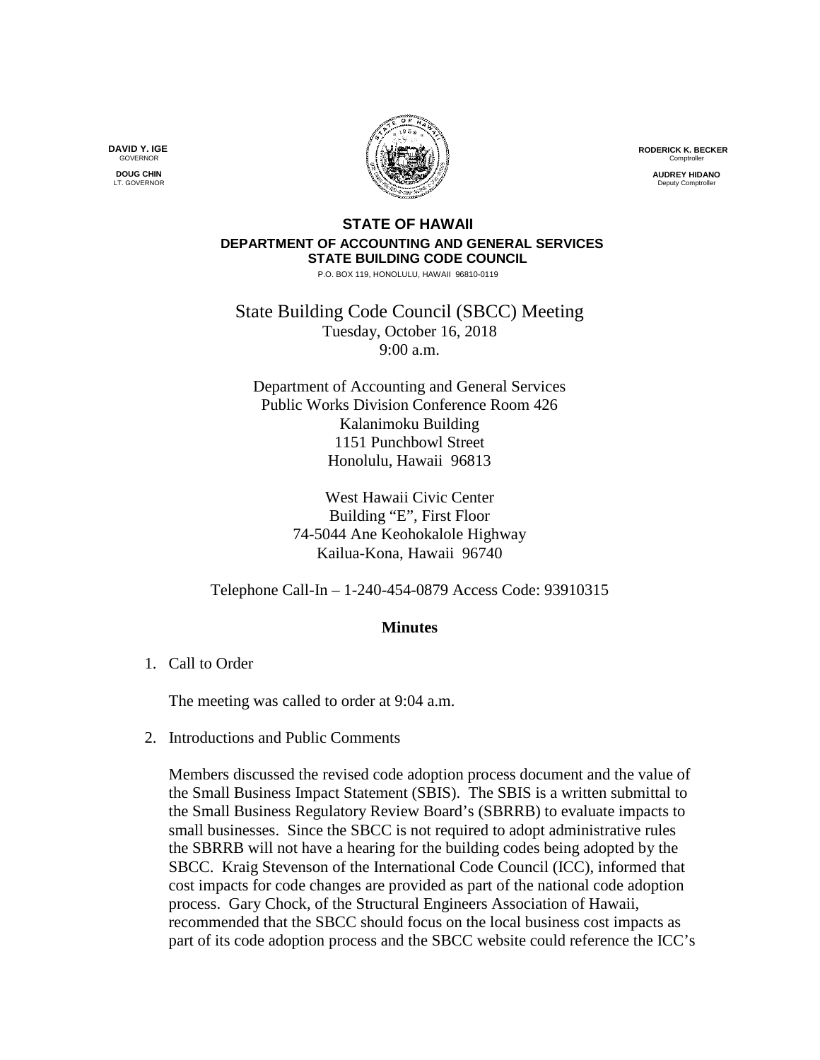**DAVID Y. IGE**
GOVERNOR

**DOUG CHIN**
LT. GOVERNOR

**RODERICK K. BECKER**
Comptroller

**AUDREY HIDANO**
Deputy Comptroller

**STATE OF HAWAII**
**DEPARTMENT OF ACCOUNTING AND GENERAL SERVICES**
**STATE BUILDING CODE COUNCIL**
P.O. BOX 119, HONOLULU, HAWAII 96810-0119

State Building Code Council (SBCC) Meeting
Tuesday, October 16, 2018
9:00 a.m.

Department of Accounting and General Services
Public Works Division Conference Room 426
Kalanimoku Building
1151 Punchbowl Street
Honolulu, Hawaii 96813

West Hawaii Civic Center
Building "E", First Floor
74-5044 Ane Keohokalole Highway
Kailua-Kona, Hawaii 96740

Telephone Call-In – 1-240-454-0879 Access Code: 93910315

**Minutes**

1. Call to Order

   The meeting was called to order at 9:04 a.m.

2. Introductions and Public Comments

   Members discussed the revised code adoption process document and the value of the Small Business Impact Statement (SBIS). The SBIS is a written submittal to the Small Business Regulatory Review Board's (SBRRB) to evaluate impacts to small businesses. Since the SBCC is not required to adopt administrative rules the SBRRB will not have a hearing for the building codes being adopted by the SBCC. Kraig Stevenson of the International Code Council (ICC), informed that cost impacts for code changes are provided as part of the national code adoption process. Gary Chock, of the Structural Engineers Association of Hawaii, recommended that the SBCC should focus on the local business cost impacts as part of its code adoption process and the SBCC website could reference the ICC's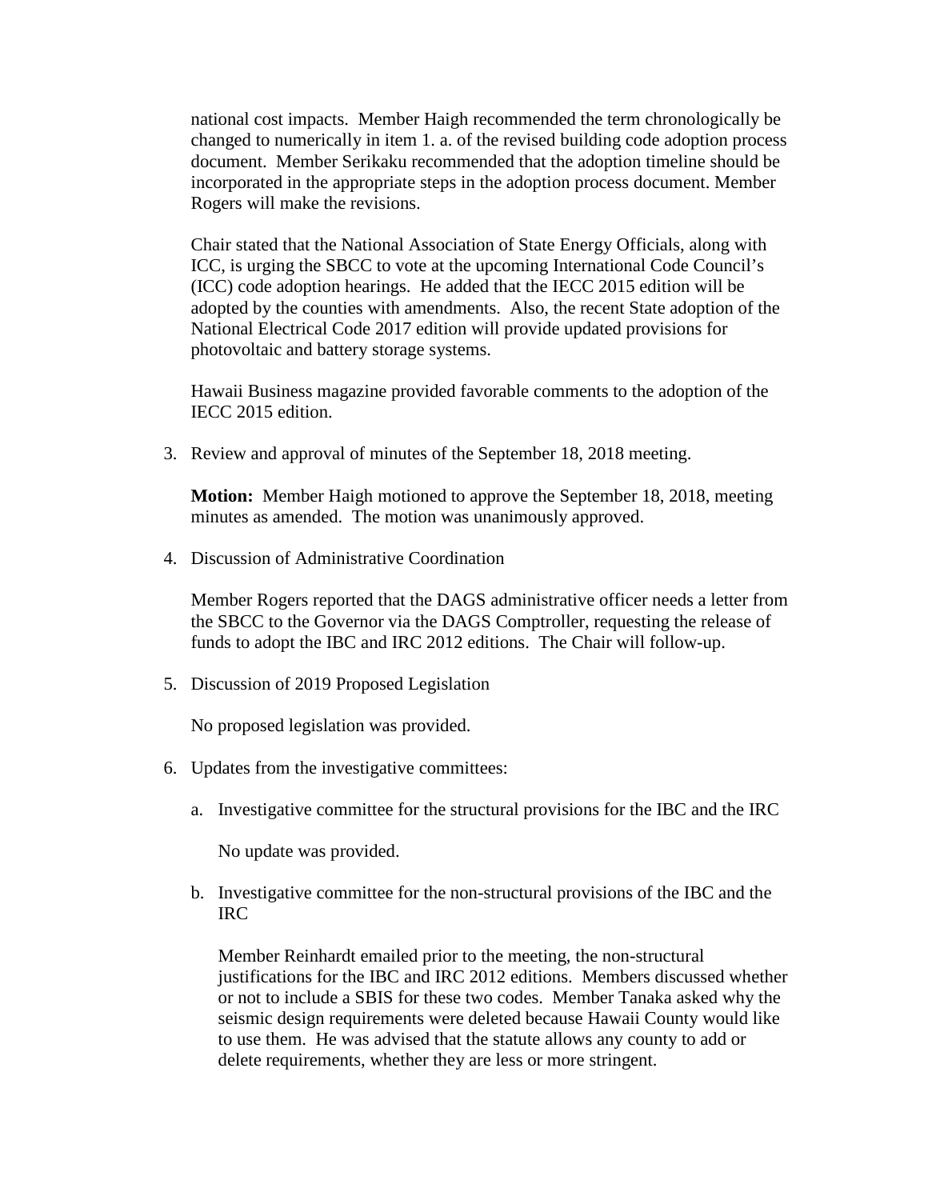national cost impacts. Member Haigh recommended the term chronologically be changed to numerically in item 1. a. of the revised building code adoption process document. Member Serikaku recommended that the adoption timeline should be incorporated in the appropriate steps in the adoption process document. Member Rogers will make the revisions.

Chair stated that the National Association of State Energy Officials, along with ICC, is urging the SBCC to vote at the upcoming International Code Council's (ICC) code adoption hearings. He added that the IECC 2015 edition will be adopted by the counties with amendments. Also, the recent State adoption of the National Electrical Code 2017 edition will provide updated provisions for photovoltaic and battery storage systems.

Hawaii Business magazine provided favorable comments to the adoption of the IECC 2015 edition.

3. Review and approval of minutes of the September 18, 2018 meeting.

   **Motion:** Member Haigh motioned to approve the September 18, 2018, meeting minutes as amended. The motion was unanimously approved.

4. Discussion of Administrative Coordination

   Member Rogers reported that the DAGS administrative officer needs a letter from the SBCC to the Governor via the DAGS Comptroller, requesting the release of funds to adopt the IBC and IRC 2012 editions. The Chair will follow-up.

5. Discussion of 2019 Proposed Legislation

   No proposed legislation was provided.

6. Updates from the investigative committees:

   a. Investigative committee for the structural provisions for the IBC and the IRC

      No update was provided.

   b. Investigative committee for the non-structural provisions of the IBC and the IRC

      Member Reinhardt emailed prior to the meeting, the non-structural justifications for the IBC and IRC 2012 editions. Members discussed whether or not to include a SBIS for these two codes. Member Tanaka asked why the seismic design requirements were deleted because Hawaii County would like to use them. He was advised that the statute allows any county to add or delete requirements, whether they are less or more stringent.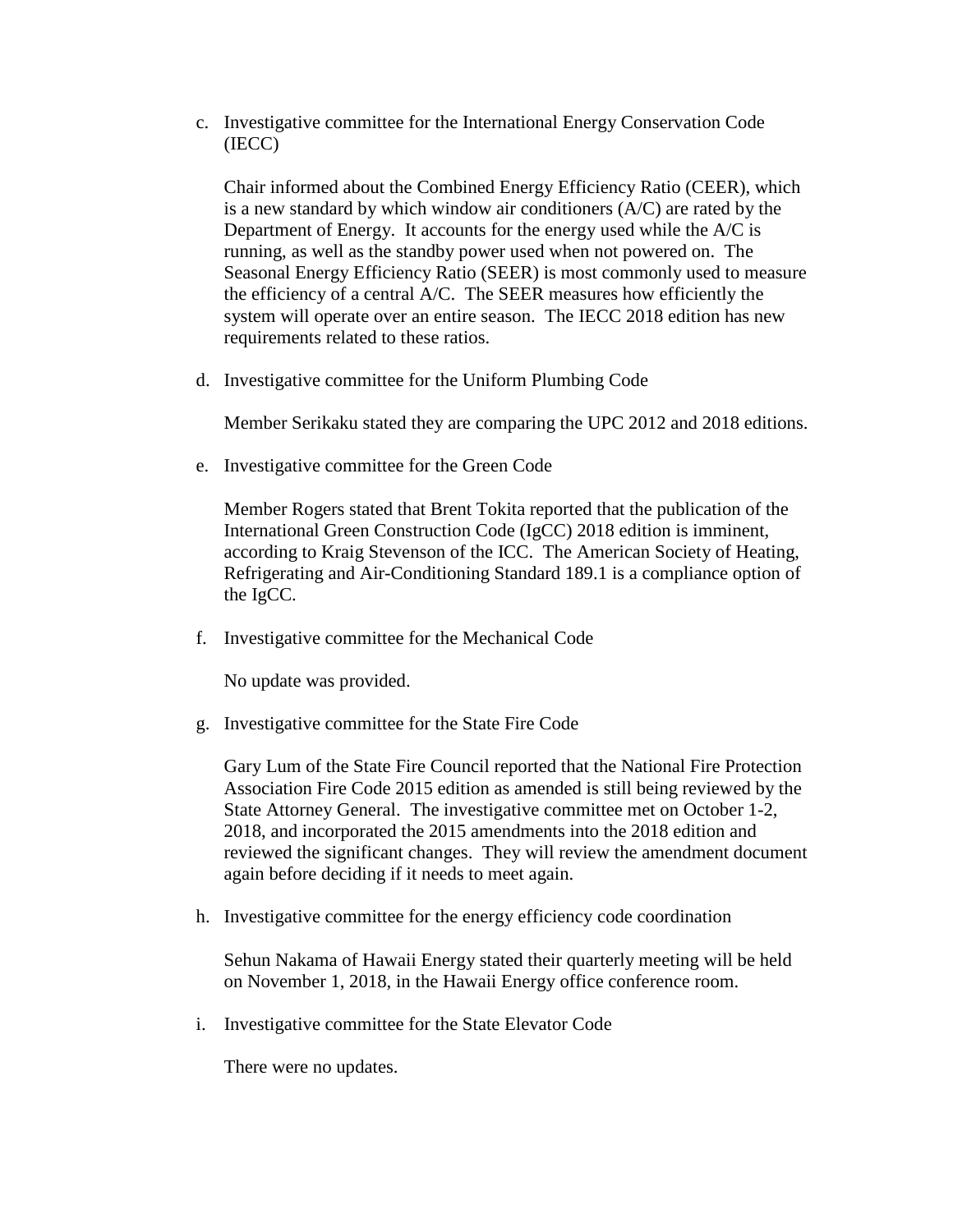c. Investigative committee for the International Energy Conservation Code (IECC)

   Chair informed about the Combined Energy Efficiency Ratio (CEER), which is a new standard by which window air conditioners (A/C) are rated by the Department of Energy. It accounts for the energy used while the A/C is running, as well as the standby power used when not powered on. The Seasonal Energy Efficiency Ratio (SEER) is most commonly used to measure the efficiency of a central A/C. The SEER measures how efficiently the system will operate over an entire season. The IECC 2018 edition has new requirements related to these ratios.

d. Investigative committee for the Uniform Plumbing Code

   Member Serikaku stated they are comparing the UPC 2012 and 2018 editions.

e. Investigative committee for the Green Code

   Member Rogers stated that Brent Tokita reported that the publication of the International Green Construction Code (IgCC) 2018 edition is imminent, according to Kraig Stevenson of the ICC. The American Society of Heating, Refrigerating and Air-Conditioning Standard 189.1 is a compliance option of the IgCC.

f. Investigative committee for the Mechanical Code

   No update was provided.

g. Investigative committee for the State Fire Code

   Gary Lum of the State Fire Council reported that the National Fire Protection Association Fire Code 2015 edition as amended is still being reviewed by the State Attorney General. The investigative committee met on October 1-2, 2018, and incorporated the 2015 amendments into the 2018 edition and reviewed the significant changes. They will review the amendment document again before deciding if it needs to meet again.

h. Investigative committee for the energy efficiency code coordination

   Sehun Nakama of Hawaii Energy stated their quarterly meeting will be held on November 1, 2018, in the Hawaii Energy office conference room.

i. Investigative committee for the State Elevator Code

   There were no updates.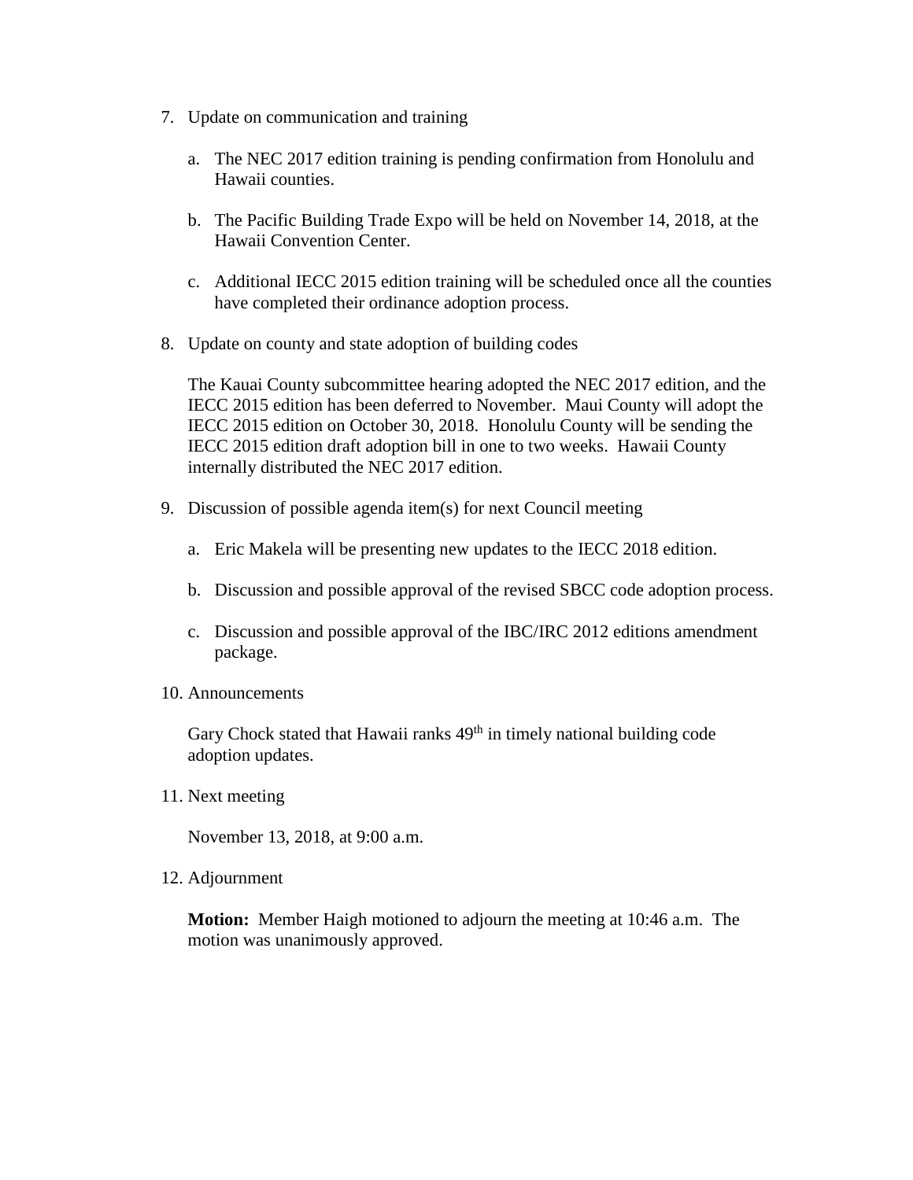7. Update on communication and training

   a. The NEC 2017 edition training is pending confirmation from Honolulu and Hawaii counties.

   b. The Pacific Building Trade Expo will be held on November 14, 2018, at the Hawaii Convention Center.

   c. Additional IECC 2015 edition training will be scheduled once all the counties have completed their ordinance adoption process.

8. Update on county and state adoption of building codes

   The Kauai County subcommittee hearing adopted the NEC 2017 edition, and the IECC 2015 edition has been deferred to November. Maui County will adopt the IECC 2015 edition on October 30, 2018. Honolulu County will be sending the IECC 2015 edition draft adoption bill in one to two weeks. Hawaii County internally distributed the NEC 2017 edition.

9. Discussion of possible agenda item(s) for next Council meeting

   a. Eric Makela will be presenting new updates to the IECC 2018 edition.

   b. Discussion and possible approval of the revised SBCC code adoption process.

   c. Discussion and possible approval of the IBC/IRC 2012 editions amendment package.

10. Announcements

    Gary Chock stated that Hawaii ranks 49th in timely national building code adoption updates.

11. Next meeting

    November 13, 2018, at 9:00 a.m.

12. Adjournment

    **Motion:** Member Haigh motioned to adjourn the meeting at 10:46 a.m. The motion was unanimously approved.